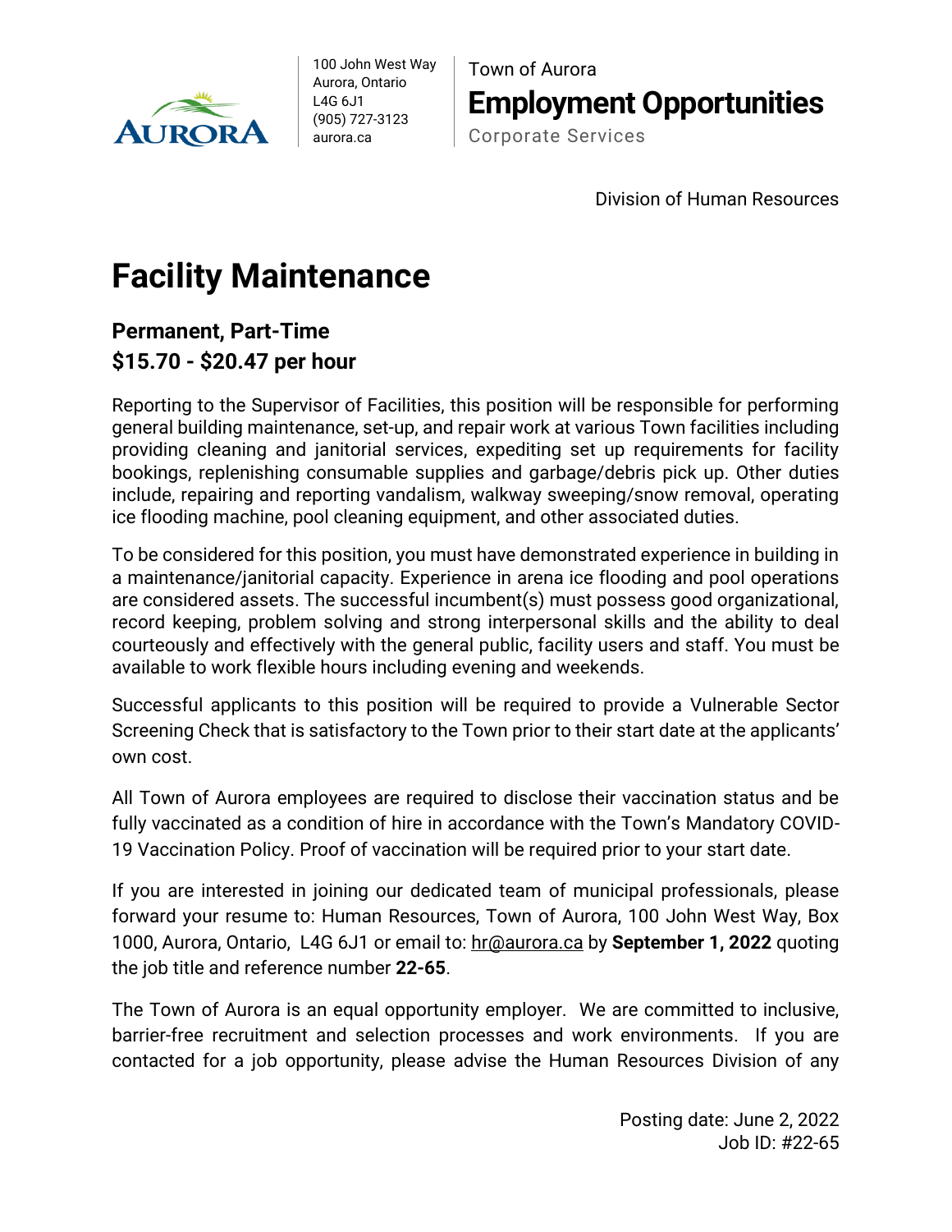100 John West Way
Aurora, Ontario
L4G 6J1
(905) 727-3123
aurora.ca

Town of Aurora
**Employment Opportunities**
Corporate Services

Division of Human Resources

# Facility Maintenance

**Permanent, Part-Time**
**$15.70 - $20.47 per hour**

Reporting to the Supervisor of Facilities, this position will be responsible for performing general building maintenance, set-up, and repair work at various Town facilities including providing cleaning and janitorial services, expediting set up requirements for facility bookings, replenishing consumable supplies and garbage/debris pick up. Other duties include, repairing and reporting vandalism, walkway sweeping/snow removal, operating ice flooding machine, pool cleaning equipment, and other associated duties.

To be considered for this position, you must have demonstrated experience in building in a maintenance/janitorial capacity. Experience in arena ice flooding and pool operations are considered assets. The successful incumbent(s) must possess good organizational, record keeping, problem solving and strong interpersonal skills and the ability to deal courteously and effectively with the general public, facility users and staff. You must be available to work flexible hours including evening and weekends.

Successful applicants to this position will be required to provide a Vulnerable Sector Screening Check that is satisfactory to the Town prior to their start date at the applicants' own cost.

All Town of Aurora employees are required to disclose their vaccination status and be fully vaccinated as a condition of hire in accordance with the Town's Mandatory COVID-19 Vaccination Policy. Proof of vaccination will be required prior to your start date.

If you are interested in joining our dedicated team of municipal professionals, please forward your resume to: Human Resources, Town of Aurora, 100 John West Way, Box 1000, Aurora, Ontario, L4G 6J1 or email to: hr@aurora.ca by **September 1, 2022** quoting the job title and reference number **22-65**.

The Town of Aurora is an equal opportunity employer. We are committed to inclusive, barrier-free recruitment and selection processes and work environments. If you are contacted for a job opportunity, please advise the Human Resources Division of any

Posting date: June 2, 2022
Job ID: #22-65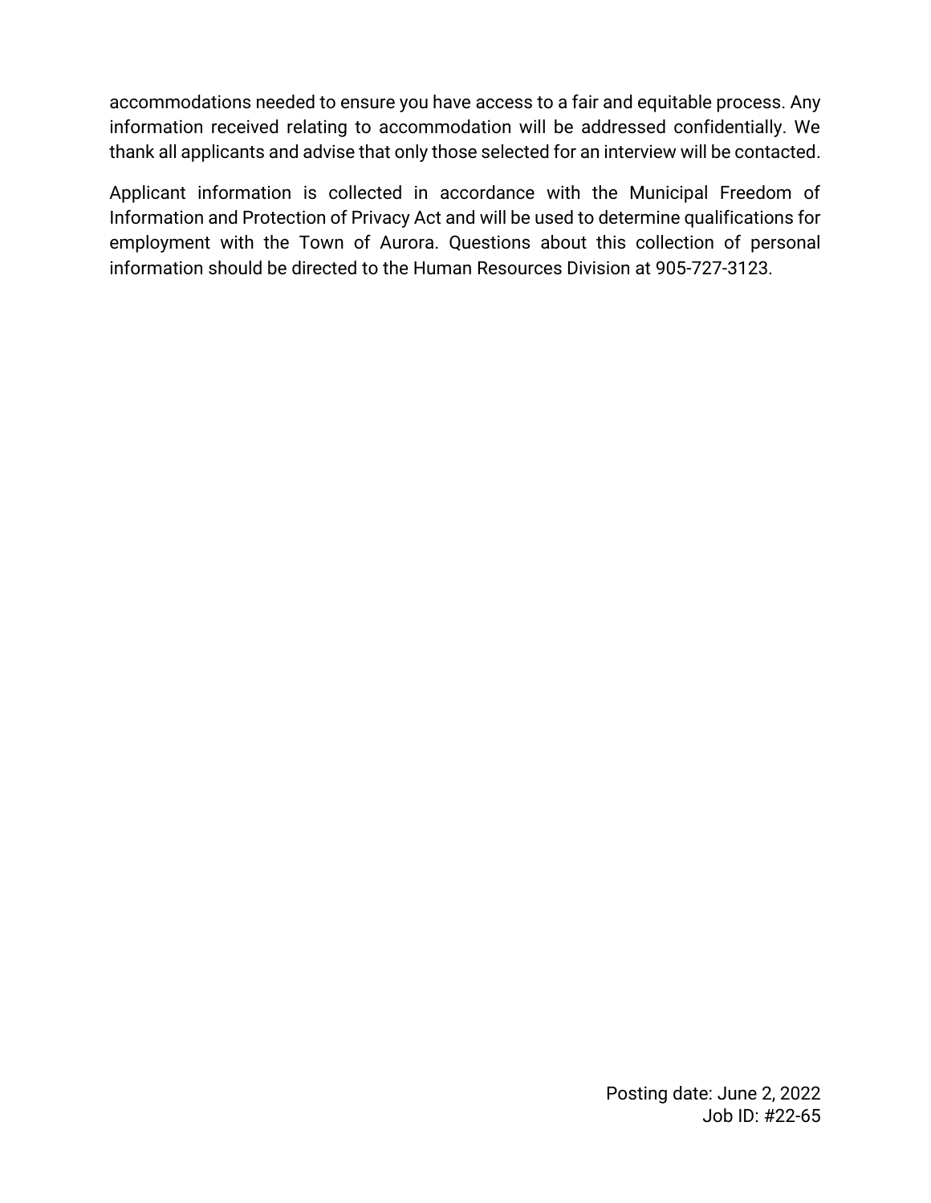accommodations needed to ensure you have access to a fair and equitable process. Any information received relating to accommodation will be addressed confidentially. We thank all applicants and advise that only those selected for an interview will be contacted.

Applicant information is collected in accordance with the Municipal Freedom of Information and Protection of Privacy Act and will be used to determine qualifications for employment with the Town of Aurora. Questions about this collection of personal information should be directed to the Human Resources Division at 905-727-3123.

Posting date: June 2, 2022
Job ID: #22-65